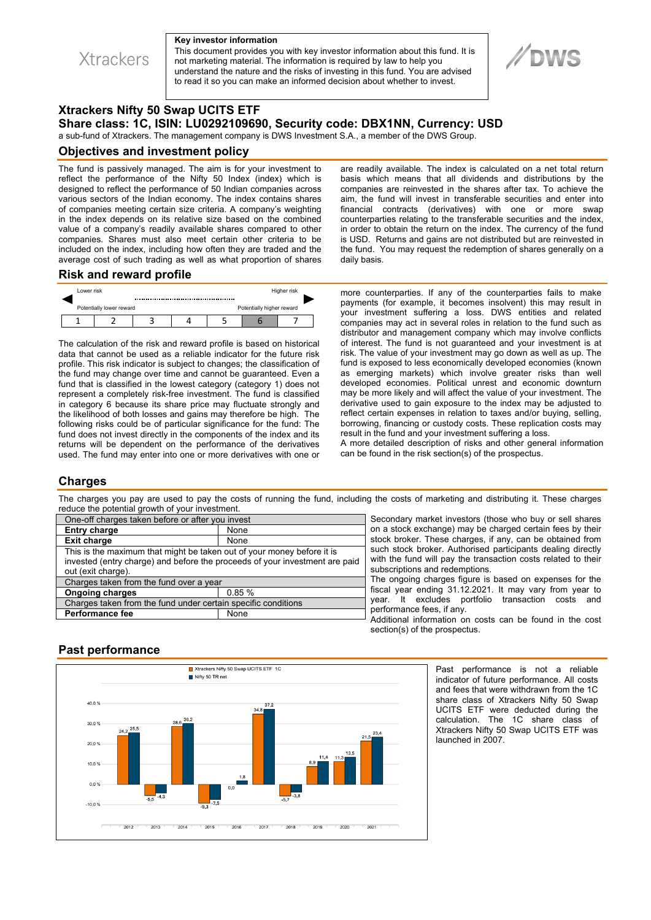Xtrackers

**Key investor information**
This document provides you with key investor information about this fund. It is not marketing material. The information is required by law to help you understand the nature and the risks of investing in this fund. You are advised to read it so you can make an informed decision about whether to invest.

DWS

# Xtrackers Nifty 50 Swap UCITS ETF

## Share class: 1C, ISIN: LU0292109690, Security code: DBX1NN, Currency: USD

a sub-fund of Xtrackers. The management company is DWS Investment S.A., a member of the DWS Group.

## Objectives and investment policy

The fund is passively managed. The aim is for your investment to reflect the performance of the Nifty 50 Index (index) which is designed to reflect the performance of 50 Indian companies across various sectors of the Indian economy. The index contains shares of companies meeting certain size criteria. A company's weighting in the index depends on its relative size based on the combined value of a company's readily available shares compared to other companies. Shares must also meet certain other criteria to be included on the index, including how often they are traded and the average cost of such trading as well as what proportion of shares are readily available. The index is calculated on a net total return basis which means that all dividends and distributions by the companies are reinvested in the shares after tax. To achieve the aim, the fund will invest in transferable securities and enter into financial contracts (derivatives) with one or more swap counterparties relating to the transferable securities and the index, in order to obtain the return on the index. The currency of the fund is USD. Returns and gains are not distributed but are reinvested in the fund. You may request the redemption of shares generally on a daily basis.

## Risk and reward profile

Lower risk — Higher risk
Potentially lower reward — Potentially higher reward

| 1 | 2 | 3 | 4 | 5 | 6 | 7 |
|---|---|---|---|---|---|---|

The calculation of the risk and reward profile is based on historical data that cannot be used as a reliable indicator for the future risk profile. This risk indicator is subject to changes; the classification of the fund may change over time and cannot be guaranteed. Even a fund that is classified in the lowest category (category 1) does not represent a completely risk-free investment. The fund is classified in category 6 because its share price may fluctuate strongly and the likelihood of both losses and gains may therefore be high. The following risks could be of particular significance for the fund: The fund does not invest directly in the components of the index and its returns will be dependent on the performance of the derivatives used. The fund may enter into one or more derivatives with one or more counterparties. If any of the counterparties fails to make payments (for example, it becomes insolvent) this may result in your investment suffering a loss. DWS entities and related companies may act in several roles in relation to the fund such as distributor and management company which may involve conflicts of interest. The fund is not guaranteed and your investment is at risk. The value of your investment may go down as well as up. The fund is exposed to less economically developed economies (known as emerging markets) which involve greater risks than well developed economies. Political unrest and economic downturn may be more likely and will affect the value of your investment. The derivative used to gain exposure to the index may be adjusted to reflect certain expenses in relation to taxes and/or buying, selling, borrowing, financing or custody costs. These replication costs may result in the fund and your investment suffering a loss.
A more detailed description of risks and other general information can be found in the risk section(s) of the prospectus.

## Charges

The charges you pay are used to pay the costs of running the fund, including the costs of marketing and distributing it. These charges reduce the potential growth of your investment.

| One-off charges taken before or after you invest | |
|---|---|
| **Entry charge** | None |
| **Exit charge** | None |
| This is the maximum that might be taken out of your money before it is invested (entry charge) and before the proceeds of your investment are paid out (exit charge). | |
| Charges taken from the fund over a year | |
| **Ongoing charges** | 0.85 % |
| Charges taken from the fund under certain specific conditions | |
| **Performance fee** | None |

Secondary market investors (those who buy or sell shares on a stock exchange) may be charged certain fees by their stock broker. These charges, if any, can be obtained from such stock broker. Authorised participants dealing directly with the fund will pay the transaction costs related to their subscriptions and redemptions.
The ongoing charges figure is based on expenses for the fiscal year ending 31.12.2021. It may vary from year to year. It excludes portfolio transaction costs and performance fees, if any.
Additional information on costs can be found in the cost section(s) of the prospectus.

## Past performance

| Year | Xtrackers Nifty 50 Swap UCITS ETF 1C | Nifty 50 TR net |
|---|---|---|
| 2012 | 24,2 | 25,5 |
| 2013 | -5,5 | -4,3 |
| 2014 | 28,6 | 30,2 |
| 2015 | -9,3 | -7,5 |
| 2016 | 0,0 | 1,8 |
| 2017 | 34,8 | 37,2 |
| 2018 | -5,7 | -3,8 |
| 2019 | 8,9 | 11,4 |
| 2020 | 11,3 | 13,5 |
| 2021 | 21,5 | 23,4 |

Past performance is not a reliable indicator of future performance. All costs and fees that were withdrawn from the 1C share class of Xtrackers Nifty 50 Swap UCITS ETF were deducted during the calculation. The 1C share class of Xtrackers Nifty 50 Swap UCITS ETF was launched in 2007.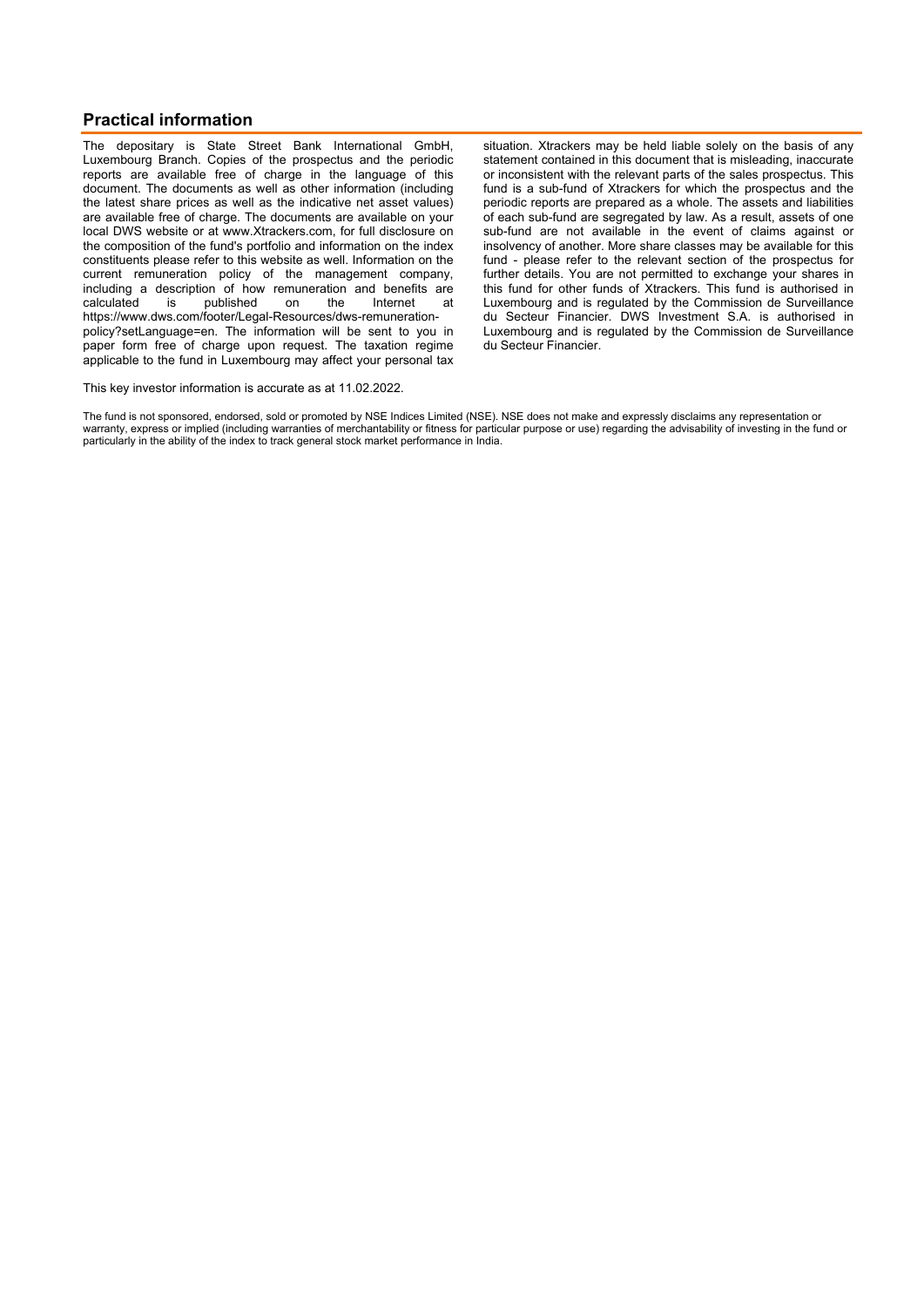## Practical information

The depositary is State Street Bank International GmbH, Luxembourg Branch. Copies of the prospectus and the periodic reports are available free of charge in the language of this document. The documents as well as other information (including the latest share prices as well as the indicative net asset values) are available free of charge. The documents are available on your local DWS website or at www.Xtrackers.com, for full disclosure on the composition of the fund's portfolio and information on the index constituents please refer to this website as well. Information on the current remuneration policy of the management company, including a description of how remuneration and benefits are calculated is published on the Internet at https://www.dws.com/footer/Legal-Resources/dws-remuneration-policy?setLanguage=en. The information will be sent to you in paper form free of charge upon request. The taxation regime applicable to the fund in Luxembourg may affect your personal tax situation. Xtrackers may be held liable solely on the basis of any statement contained in this document that is misleading, inaccurate or inconsistent with the relevant parts of the sales prospectus. This fund is a sub-fund of Xtrackers for which the prospectus and the periodic reports are prepared as a whole. The assets and liabilities of each sub-fund are segregated by law. As a result, assets of one sub-fund are not available in the event of claims against or insolvency of another. More share classes may be available for this fund - please refer to the relevant section of the prospectus for further details. You are not permitted to exchange your shares in this fund for other funds of Xtrackers. This fund is authorised in Luxembourg and is regulated by the Commission de Surveillance du Secteur Financier. DWS Investment S.A. is authorised in Luxembourg and is regulated by the Commission de Surveillance du Secteur Financier.

This key investor information is accurate as at 11.02.2022.

The fund is not sponsored, endorsed, sold or promoted by NSE Indices Limited (NSE). NSE does not make and expressly disclaims any representation or warranty, express or implied (including warranties of merchantability or fitness for particular purpose or use) regarding the advisability of investing in the fund or particularly in the ability of the index to track general stock market performance in India.